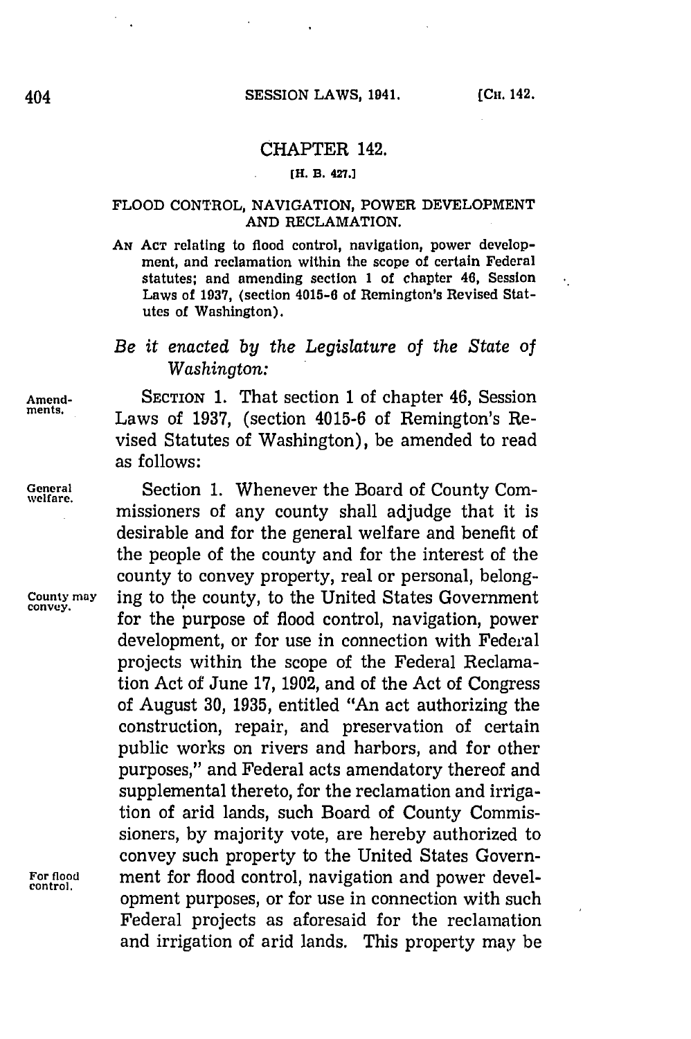# CHAPTER 142.

[H. B. 427.]

## FLOOD CONTROL, NAVIGATION, POWER DEVELOPMENT AND RECLAMATION.

AN ACT relating to flood control, navigation, power development, and reclamation within the scope of certain Federal statutes; and amending section 1 of chapter 46, Session Laws of 1937, (section 4015-6 of Remington's Revised Statutes of Washington).

*Be it enacted by the Legislature of the State of Washington:*

Amendments.

SECTION 1. That section 1 of chapter 46, Session Laws of 1937, (section 4015-6 of Remington's Revised Statutes of Washington), be amended to read as follows:

General welfare.

Section 1. Whenever the Board of County Commissioners of any county shall adjudge that it is desirable and for the general welfare and benefit of the people of the county and for the interest of the county to convey property, real or personal, belonging to the county, to the United States Government for the purpose of flood control, navigation, power development, or for use in connection with Federal projects within the scope of the Federal Reclamation Act of June 17, 1902, and of the Act of Congress of August 30, 1935, entitled "An act authorizing the construction, repair, and preservation of certain public works on rivers and harbors, and for other purposes," and Federal acts amendatory thereof and supplemental thereto, for the reclamation and irrigation of arid lands, such Board of County Commissioners, by majority vote, are hereby authorized to convey such property to the United States Government for flood control, navigation and power development purposes, or for use in connection with such Federal projects as aforesaid for the reclamation and irrigation of arid lands. This property may be

County may convey.

For flood control.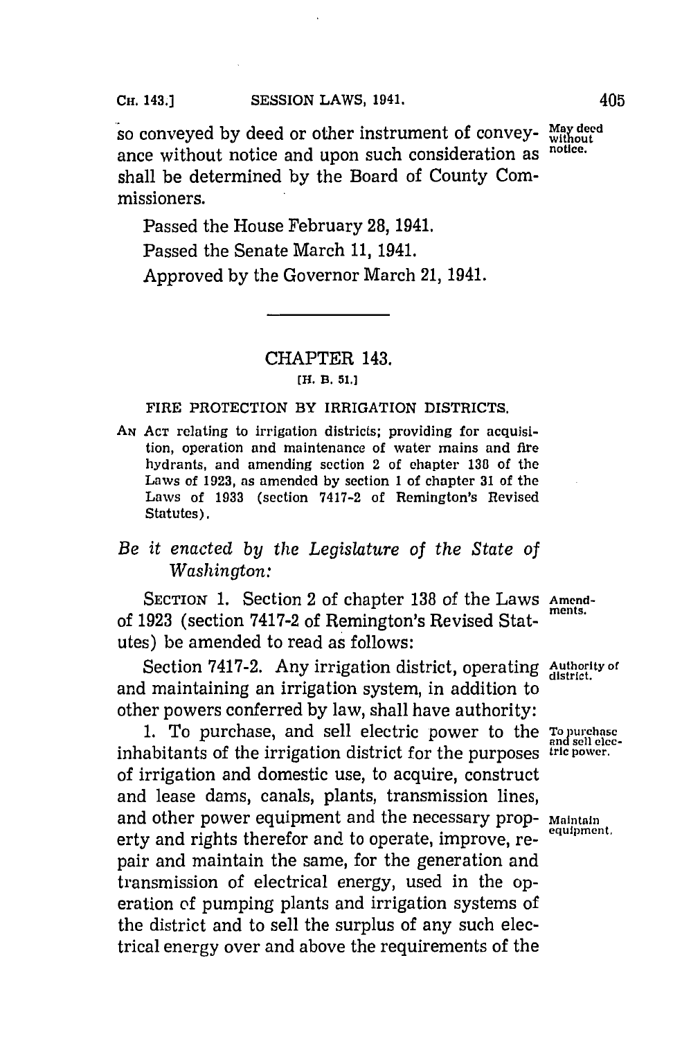so conveyed by deed or other instrument of conveyance without notice and upon such consideration as shall be determined by the Board of County Commissioners.

May deed without notice.

Passed the House February 28, 1941.

Passed the Senate March 11, 1941.

Approved by the Governor March 21, 1941.

---

## CHAPTER 143.

[H. B. 51.]

### FIRE PROTECTION BY IRRIGATION DISTRICTS.

AN ACT relating to irrigation districts; providing for acquisition, operation and maintenance of water mains and fire hydrants, and amending section 2 of chapter 138 of the Laws of 1923, as amended by section 1 of chapter 31 of the Laws of 1933 (section 7417-2 of Remington's Revised Statutes).

*Be it enacted by the Legislature of the State of Washington:*

SECTION 1. Section 2 of chapter 138 of the Laws of 1923 (section 7417-2 of Remington's Revised Statutes) be amended to read as follows:

Amendments.

Section 7417-2. Any irrigation district, operating and maintaining an irrigation system, in addition to other powers conferred by law, shall have authority:

Authority of district.

1. To purchase, and sell electric power to the inhabitants of the irrigation district for the purposes of irrigation and domestic use, to acquire, construct and lease dams, canals, plants, transmission lines, and other power equipment and the necessary property and rights therefor and to operate, improve, repair and maintain the same, for the generation and transmission of electrical energy, used in the operation of pumping plants and irrigation systems of the district and to sell the surplus of any such electrical energy over and above the requirements of the

To purchase and sell electric power.

Maintain equipment.